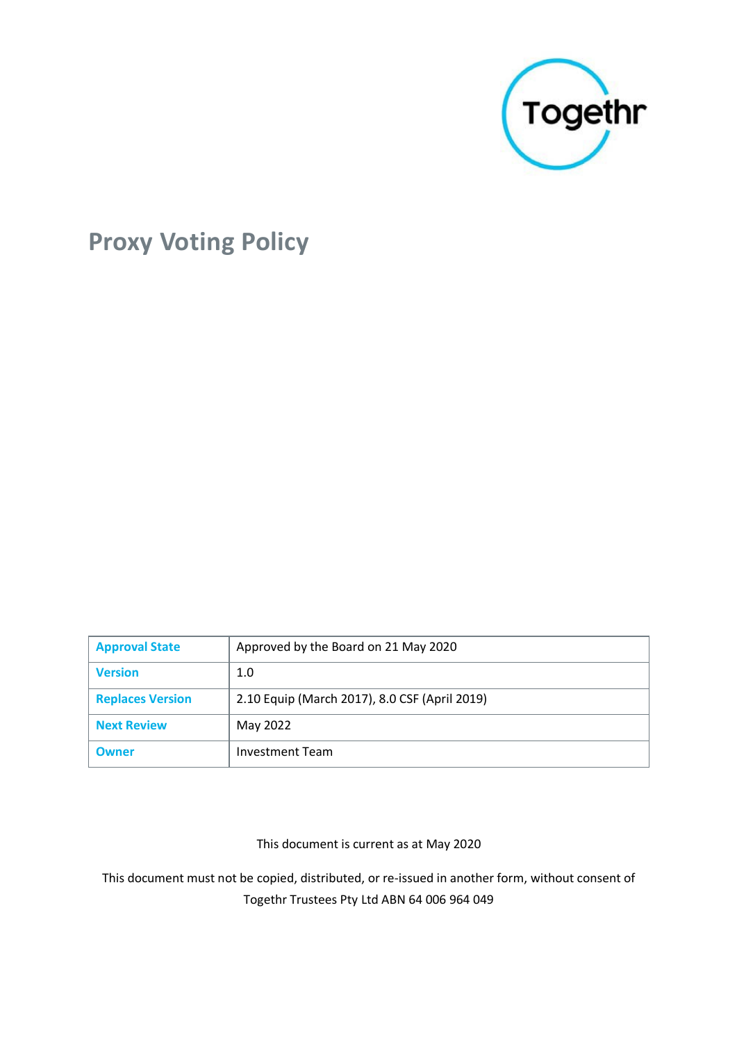Togethr

# Proxy Voting Policy

| Approval State | Approved by the Board on 21 May 2020 |
| --- | --- |
| Version | 1.0 |
| Replaces Version | 2.10 Equip (March 2017), 8.0 CSF (April 2019) |
| Next Review | May 2022 |
| Owner | Investment Team |

This document is current as at May 2020

This document must not be copied, distributed, or re-issued in another form, without consent of Togethr Trustees Pty Ltd ABN 64 006 964 049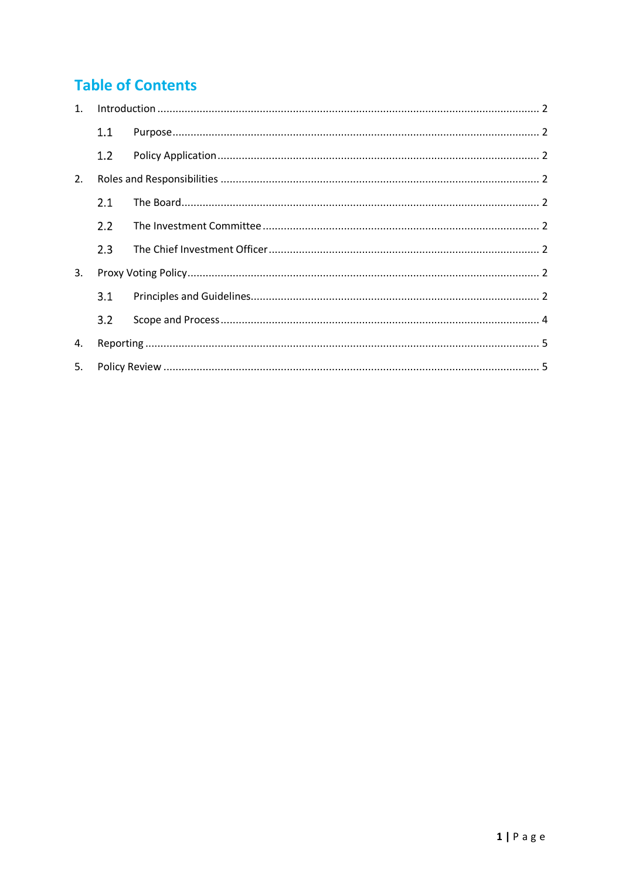## Table of Contents

1. Introduction ........................................................................................................................ 2
   - 1.1 Purpose ........................................................................................................................ 2
   - 1.2 Policy Application ........................................................................................................ 2
2. Roles and Responsibilities .................................................................................................. 2
   - 2.1 The Board .................................................................................................................... 2
   - 2.2 The Investment Committee .......................................................................................... 2
   - 2.3 The Chief Investment Officer ....................................................................................... 2
3. Proxy Voting Policy .............................................................................................................. 2
   - 3.1 Principles and Guidelines ............................................................................................. 2
   - 3.2 Scope and Process ....................................................................................................... 4
4. Reporting ............................................................................................................................ 5
5. Policy Review ...................................................................................................................... 5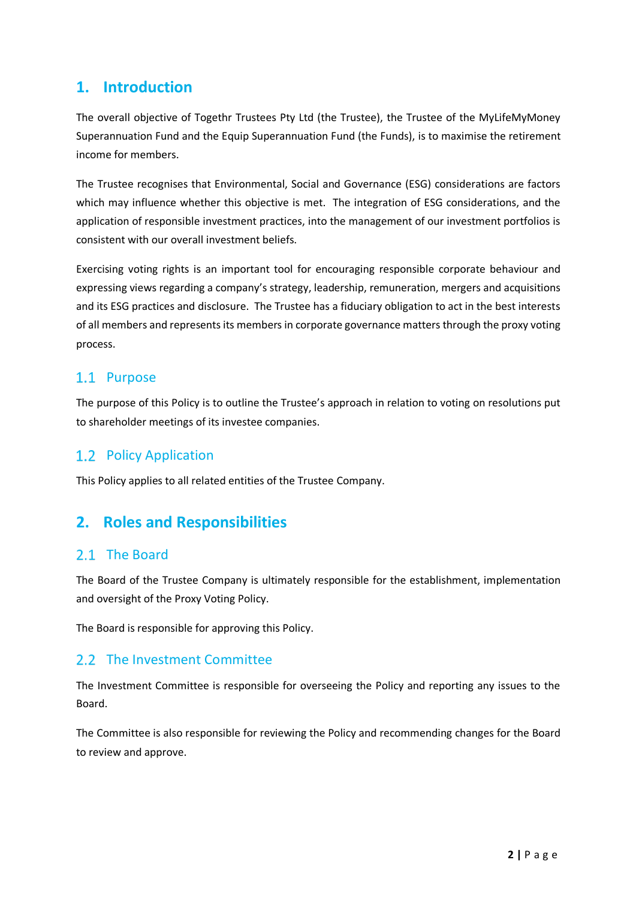# 1. Introduction

The overall objective of Togethr Trustees Pty Ltd (the Trustee), the Trustee of the MyLifeMyMoney Superannuation Fund and the Equip Superannuation Fund (the Funds), is to maximise the retirement income for members.

The Trustee recognises that Environmental, Social and Governance (ESG) considerations are factors which may influence whether this objective is met. The integration of ESG considerations, and the application of responsible investment practices, into the management of our investment portfolios is consistent with our overall investment beliefs.

Exercising voting rights is an important tool for encouraging responsible corporate behaviour and expressing views regarding a company's strategy, leadership, remuneration, mergers and acquisitions and its ESG practices and disclosure. The Trustee has a fiduciary obligation to act in the best interests of all members and represents its members in corporate governance matters through the proxy voting process.

## 1.1 Purpose

The purpose of this Policy is to outline the Trustee's approach in relation to voting on resolutions put to shareholder meetings of its investee companies.

## 1.2 Policy Application

This Policy applies to all related entities of the Trustee Company.

# 2. Roles and Responsibilities

## 2.1 The Board

The Board of the Trustee Company is ultimately responsible for the establishment, implementation and oversight of the Proxy Voting Policy.

The Board is responsible for approving this Policy.

## 2.2 The Investment Committee

The Investment Committee is responsible for overseeing the Policy and reporting any issues to the Board.

The Committee is also responsible for reviewing the Policy and recommending changes for the Board to review and approve.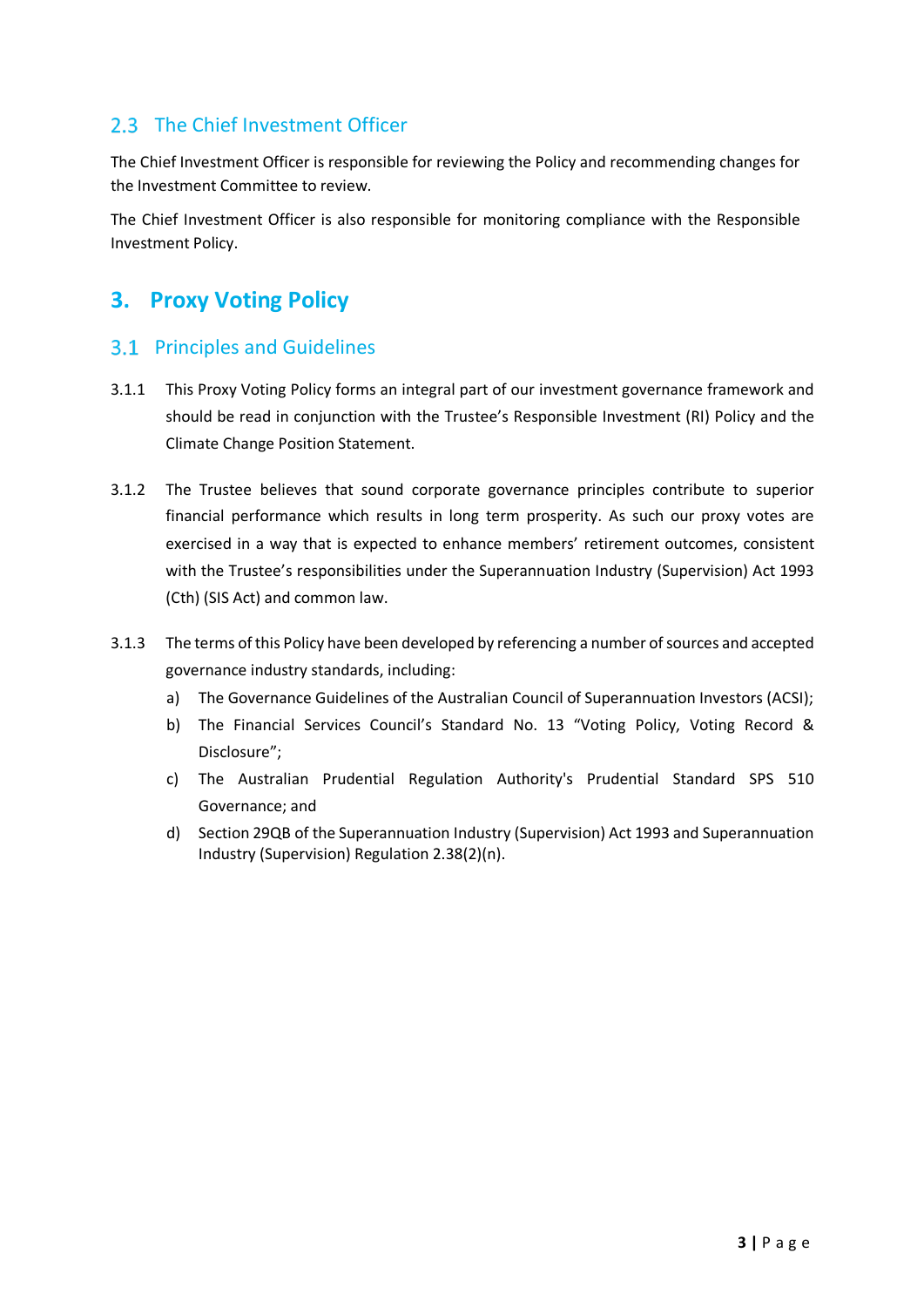## 2.3 The Chief Investment Officer

The Chief Investment Officer is responsible for reviewing the Policy and recommending changes for the Investment Committee to review.

The Chief Investment Officer is also responsible for monitoring compliance with the Responsible Investment Policy.

# 3. Proxy Voting Policy

## 3.1 Principles and Guidelines

3.1.1 This Proxy Voting Policy forms an integral part of our investment governance framework and should be read in conjunction with the Trustee's Responsible Investment (RI) Policy and the Climate Change Position Statement.

3.1.2 The Trustee believes that sound corporate governance principles contribute to superior financial performance which results in long term prosperity. As such our proxy votes are exercised in a way that is expected to enhance members' retirement outcomes, consistent with the Trustee's responsibilities under the Superannuation Industry (Supervision) Act 1993 (Cth) (SIS Act) and common law.

3.1.3 The terms of this Policy have been developed by referencing a number of sources and accepted governance industry standards, including:

a) The Governance Guidelines of the Australian Council of Superannuation Investors (ACSI);

b) The Financial Services Council's Standard No. 13 "Voting Policy, Voting Record & Disclosure";

c) The Australian Prudential Regulation Authority's Prudential Standard SPS 510 Governance; and

d) Section 29QB of the Superannuation Industry (Supervision) Act 1993 and Superannuation Industry (Supervision) Regulation 2.38(2)(n).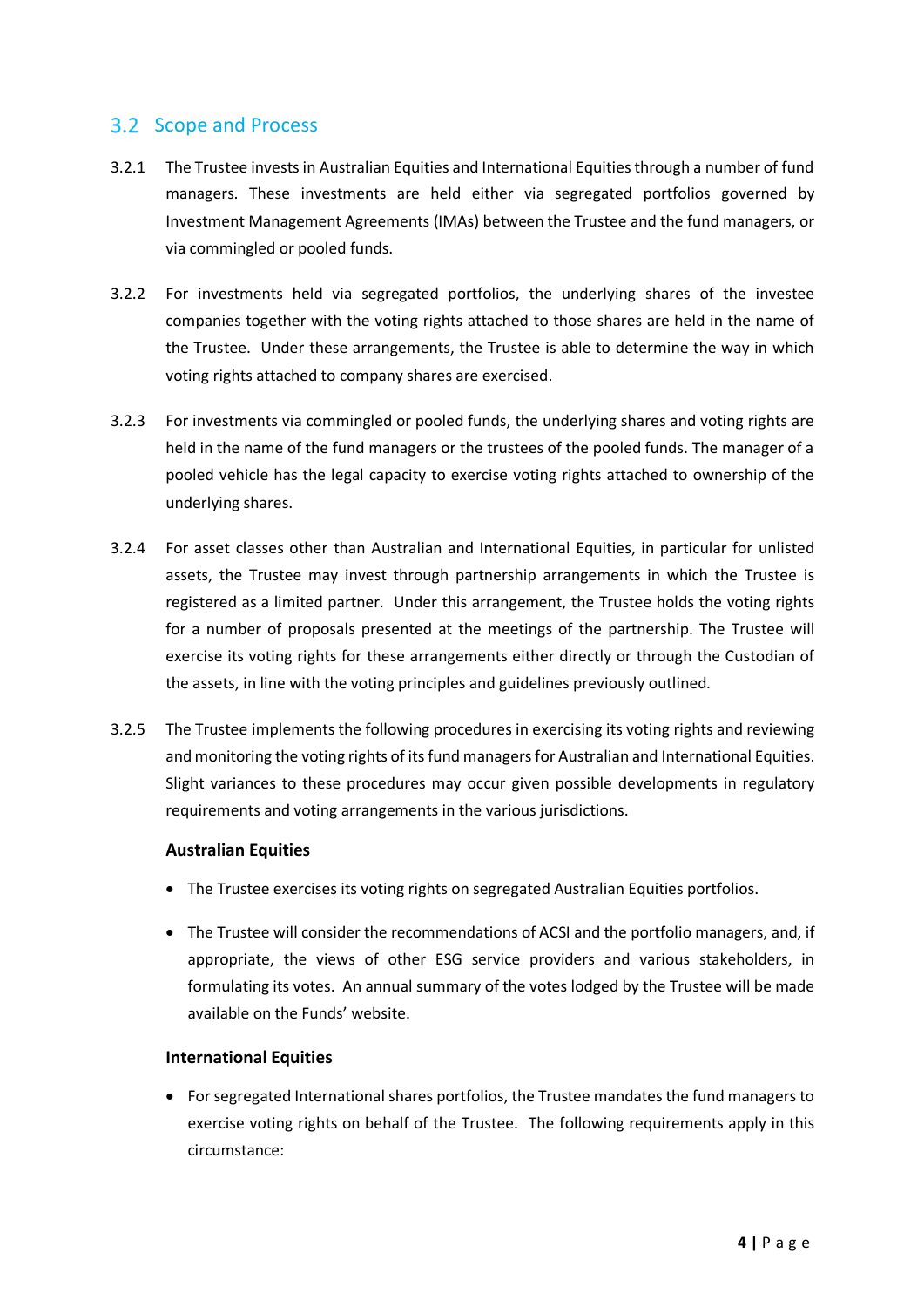## 3.2 Scope and Process

3.2.1 The Trustee invests in Australian Equities and International Equities through a number of fund managers. These investments are held either via segregated portfolios governed by Investment Management Agreements (IMAs) between the Trustee and the fund managers, or via commingled or pooled funds.

3.2.2 For investments held via segregated portfolios, the underlying shares of the investee companies together with the voting rights attached to those shares are held in the name of the Trustee. Under these arrangements, the Trustee is able to determine the way in which voting rights attached to company shares are exercised.

3.2.3 For investments via commingled or pooled funds, the underlying shares and voting rights are held in the name of the fund managers or the trustees of the pooled funds. The manager of a pooled vehicle has the legal capacity to exercise voting rights attached to ownership of the underlying shares.

3.2.4 For asset classes other than Australian and International Equities, in particular for unlisted assets, the Trustee may invest through partnership arrangements in which the Trustee is registered as a limited partner. Under this arrangement, the Trustee holds the voting rights for a number of proposals presented at the meetings of the partnership. The Trustee will exercise its voting rights for these arrangements either directly or through the Custodian of the assets, in line with the voting principles and guidelines previously outlined.

3.2.5 The Trustee implements the following procedures in exercising its voting rights and reviewing and monitoring the voting rights of its fund managers for Australian and International Equities. Slight variances to these procedures may occur given possible developments in regulatory requirements and voting arrangements in the various jurisdictions.

**Australian Equities**

- The Trustee exercises its voting rights on segregated Australian Equities portfolios.
- The Trustee will consider the recommendations of ACSI and the portfolio managers, and, if appropriate, the views of other ESG service providers and various stakeholders, in formulating its votes. An annual summary of the votes lodged by the Trustee will be made available on the Funds' website.

**International Equities**

- For segregated International shares portfolios, the Trustee mandates the fund managers to exercise voting rights on behalf of the Trustee. The following requirements apply in this circumstance: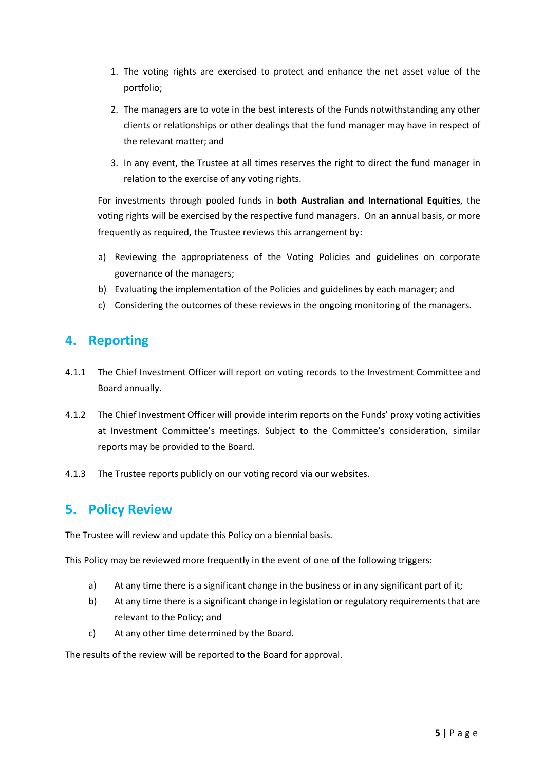1. The voting rights are exercised to protect and enhance the net asset value of the portfolio;
2. The managers are to vote in the best interests of the Funds notwithstanding any other clients or relationships or other dealings that the fund manager may have in respect of the relevant matter; and
3. In any event, the Trustee at all times reserves the right to direct the fund manager in relation to the exercise of any voting rights.

For investments through pooled funds in **both Australian and International Equities**, the voting rights will be exercised by the respective fund managers. On an annual basis, or more frequently as required, the Trustee reviews this arrangement by:

a) Reviewing the appropriateness of the Voting Policies and guidelines on corporate governance of the managers;
b) Evaluating the implementation of the Policies and guidelines by each manager; and
c) Considering the outcomes of these reviews in the ongoing monitoring of the managers.

## 4. Reporting

4.1.1 The Chief Investment Officer will report on voting records to the Investment Committee and Board annually.

4.1.2 The Chief Investment Officer will provide interim reports on the Funds' proxy voting activities at Investment Committee's meetings. Subject to the Committee's consideration, similar reports may be provided to the Board.

4.1.3 The Trustee reports publicly on our voting record via our websites.

## 5. Policy Review

The Trustee will review and update this Policy on a biennial basis.

This Policy may be reviewed more frequently in the event of one of the following triggers:

a) At any time there is a significant change in the business or in any significant part of it;
b) At any time there is a significant change in legislation or regulatory requirements that are relevant to the Policy; and
c) At any other time determined by the Board.

The results of the review will be reported to the Board for approval.